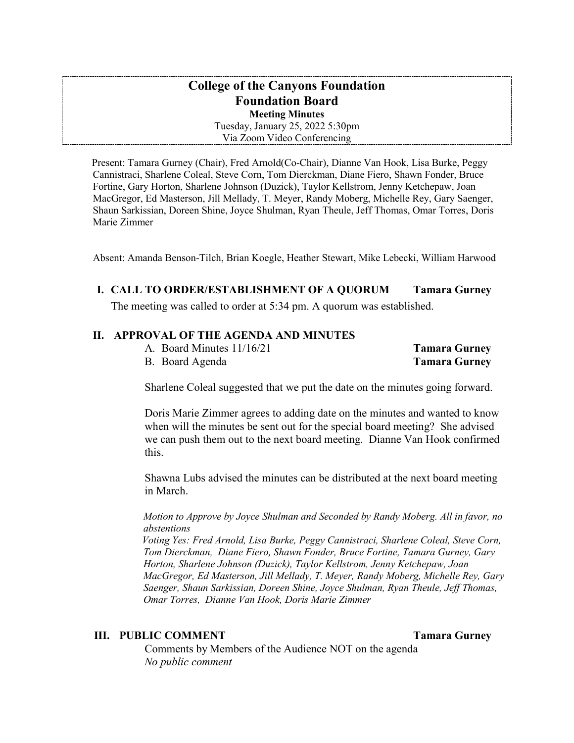# College of the Canyons Foundation
# Foundation Board

**Meeting Minutes**

Tuesday, January 25, 2022 5:30pm

Via Zoom Video Conferencing

Present: Tamara Gurney (Chair), Fred Arnold(Co-Chair), Dianne Van Hook, Lisa Burke, Peggy Cannistraci, Sharlene Coleal, Steve Corn, Tom Dierckman, Diane Fiero, Shawn Fonder, Bruce Fortine, Gary Horton, Sharlene Johnson (Duzick), Taylor Kellstrom, Jenny Ketchepaw, Joan MacGregor, Ed Masterson, Jill Mellady, T. Meyer, Randy Moberg, Michelle Rey, Gary Saenger, Shaun Sarkissian, Doreen Shine, Joyce Shulman, Ryan Theule, Jeff Thomas, Omar Torres, Doris Marie Zimmer

Absent: Amanda Benson-Tilch, Brian Koegle, Heather Stewart, Mike Lebecki, William Harwood

## I. CALL TO ORDER/ESTABLISHMENT OF A QUORUM — Tamara Gurney

The meeting was called to order at 5:34 pm. A quorum was established.

## II. APPROVAL OF THE AGENDA AND MINUTES

A. Board Minutes 11/16/21 — **Tamara Gurney**

B. Board Agenda — **Tamara Gurney**

Sharlene Coleal suggested that we put the date on the minutes going forward.

Doris Marie Zimmer agrees to adding date on the minutes and wanted to know when will the minutes be sent out for the special board meeting? She advised we can push them out to the next board meeting. Dianne Van Hook confirmed this.

Shawna Lubs advised the minutes can be distributed at the next board meeting in March.

*Motion to Approve by Joyce Shulman and Seconded by Randy Moberg. All in favor, no abstentions*

*Voting Yes: Fred Arnold, Lisa Burke, Peggy Cannistraci, Sharlene Coleal, Steve Corn, Tom Dierckman, Diane Fiero, Shawn Fonder, Bruce Fortine, Tamara Gurney, Gary Horton, Sharlene Johnson (Duzick), Taylor Kellstrom, Jenny Ketchepaw, Joan MacGregor, Ed Masterson, Jill Mellady, T. Meyer, Randy Moberg, Michelle Rey, Gary Saenger, Shaun Sarkissian, Doreen Shine, Joyce Shulman, Ryan Theule, Jeff Thomas, Omar Torres, Dianne Van Hook, Doris Marie Zimmer*

## III. PUBLIC COMMENT — Tamara Gurney

Comments by Members of the Audience NOT on the agenda

*No public comment*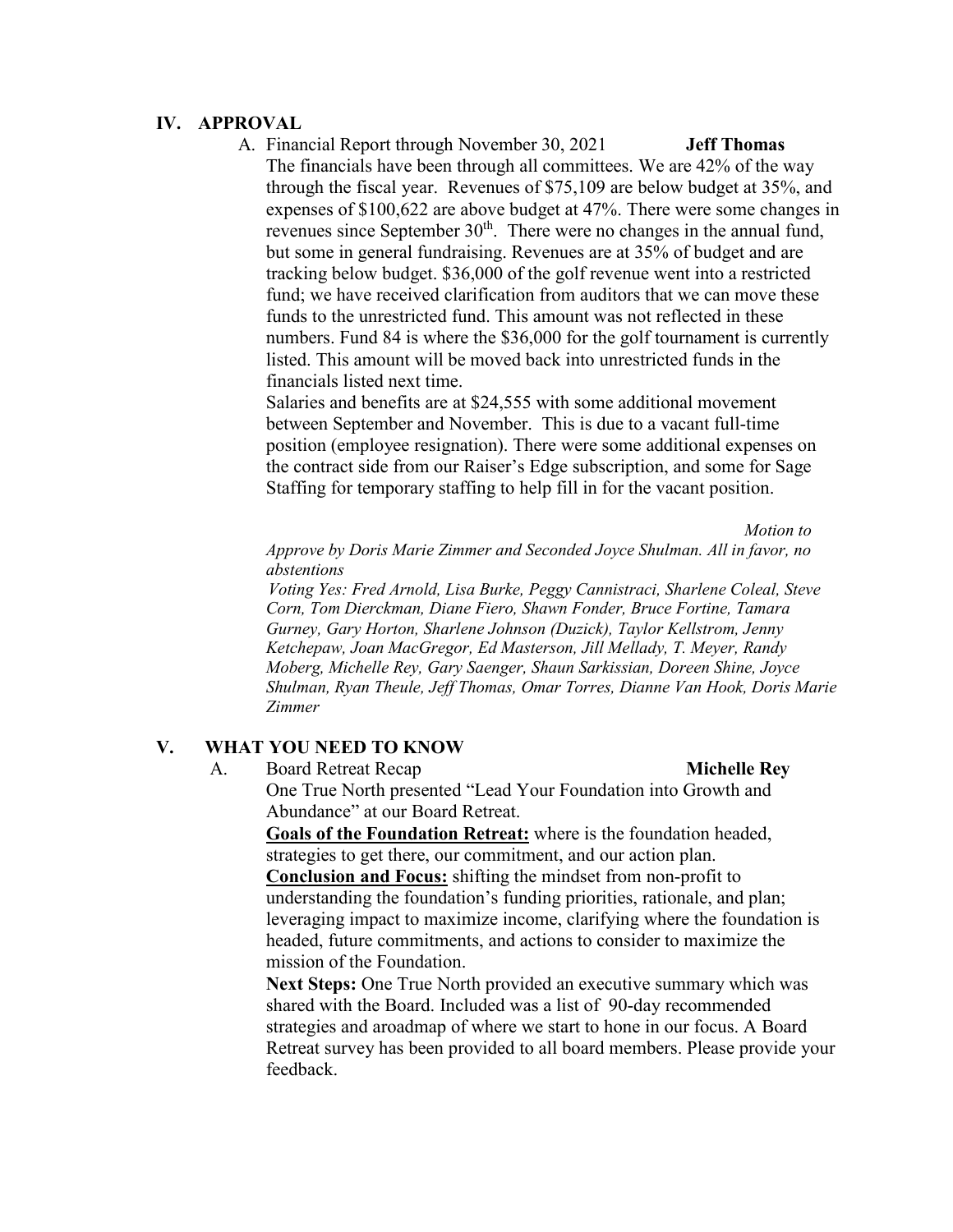## IV. APPROVAL

A. Financial Report through November 30, 2021 **Jeff Thomas**

The financials have been through all committees. We are 42% of the way through the fiscal year. Revenues of $75,109 are below budget at 35%, and expenses of $100,622 are above budget at 47%. There were some changes in revenues since September 30th. There were no changes in the annual fund, but some in general fundraising. Revenues are at 35% of budget and are tracking below budget. $36,000 of the golf revenue went into a restricted fund; we have received clarification from auditors that we can move these funds to the unrestricted fund. This amount was not reflected in these numbers. Fund 84 is where the $36,000 for the golf tournament is currently listed. This amount will be moved back into unrestricted funds in the financials listed next time.

Salaries and benefits are at $24,555 with some additional movement between September and November. This is due to a vacant full-time position (employee resignation). There were some additional expenses on the contract side from our Raiser's Edge subscription, and some for Sage Staffing for temporary staffing to help fill in for the vacant position.

*Motion to Approve by Doris Marie Zimmer and Seconded Joyce Shulman. All in favor, no abstentions*

*Voting Yes: Fred Arnold, Lisa Burke, Peggy Cannistraci, Sharlene Coleal, Steve Corn, Tom Dierckman, Diane Fiero, Shawn Fonder, Bruce Fortine, Tamara Gurney, Gary Horton, Sharlene Johnson (Duzick), Taylor Kellstrom, Jenny Ketchepaw, Joan MacGregor, Ed Masterson, Jill Mellady, T. Meyer, Randy Moberg, Michelle Rey, Gary Saenger, Shaun Sarkissian, Doreen Shine, Joyce Shulman, Ryan Theule, Jeff Thomas, Omar Torres, Dianne Van Hook, Doris Marie Zimmer*

## V. WHAT YOU NEED TO KNOW

A. Board Retreat Recap **Michelle Rey**

One True North presented "Lead Your Foundation into Growth and Abundance" at our Board Retreat.

**Goals of the Foundation Retreat:** where is the foundation headed, strategies to get there, our commitment, and our action plan.

**Conclusion and Focus:** shifting the mindset from non-profit to understanding the foundation's funding priorities, rationale, and plan; leveraging impact to maximize income, clarifying where the foundation is headed, future commitments, and actions to consider to maximize the mission of the Foundation.

**Next Steps:** One True North provided an executive summary which was shared with the Board. Included was a list of 90-day recommended strategies and aroadmap of where we start to hone in our focus. A Board Retreat survey has been provided to all board members. Please provide your feedback.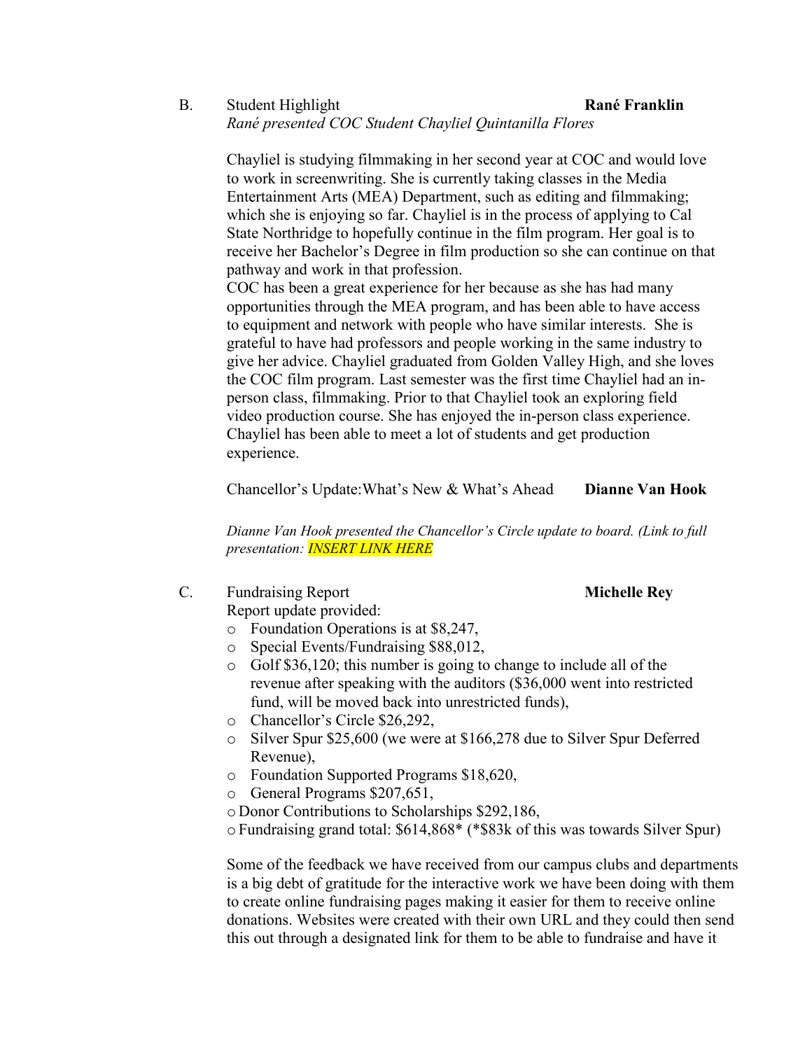B. Student Highlight **Rané Franklin**

*Rané presented COC Student Chayliel Quintanilla Flores*

Chayliel is studying filmmaking in her second year at COC and would love to work in screenwriting. She is currently taking classes in the Media Entertainment Arts (MEA) Department, such as editing and filmmaking; which she is enjoying so far. Chayliel is in the process of applying to Cal State Northridge to hopefully continue in the film program. Her goal is to receive her Bachelor's Degree in film production so she can continue on that pathway and work in that profession.
COC has been a great experience for her because as she has had many opportunities through the MEA program, and has been able to have access to equipment and network with people who have similar interests. She is grateful to have had professors and people working in the same industry to give her advice. Chayliel graduated from Golden Valley High, and she loves the COC film program. Last semester was the first time Chayliel had an in-person class, filmmaking. Prior to that Chayliel took an exploring field video production course. She has enjoyed the in-person class experience. Chayliel has been able to meet a lot of students and get production experience.

Chancellor's Update:What's New & What's Ahead **Dianne Van Hook**

*Dianne Van Hook presented the Chancellor's Circle update to board. (Link to full presentation: INSERT LINK HERE*

C. Fundraising Report **Michelle Rey**

Report update provided:

- Foundation Operations is at $8,247,
- Special Events/Fundraising $88,012,
- Golf $36,120; this number is going to change to include all of the revenue after speaking with the auditors ($36,000 went into restricted fund, will be moved back into unrestricted funds),
- Chancellor's Circle $26,292,
- Silver Spur $25,600 (we were at $166,278 due to Silver Spur Deferred Revenue),
- Foundation Supported Programs $18,620,
- General Programs $207,651,
- Donor Contributions to Scholarships $292,186,
- Fundraising grand total: $614,868* (*$83k of this was towards Silver Spur)

Some of the feedback we have received from our campus clubs and departments is a big debt of gratitude for the interactive work we have been doing with them to create online fundraising pages making it easier for them to receive online donations. Websites were created with their own URL and they could then send this out through a designated link for them to be able to fundraise and have it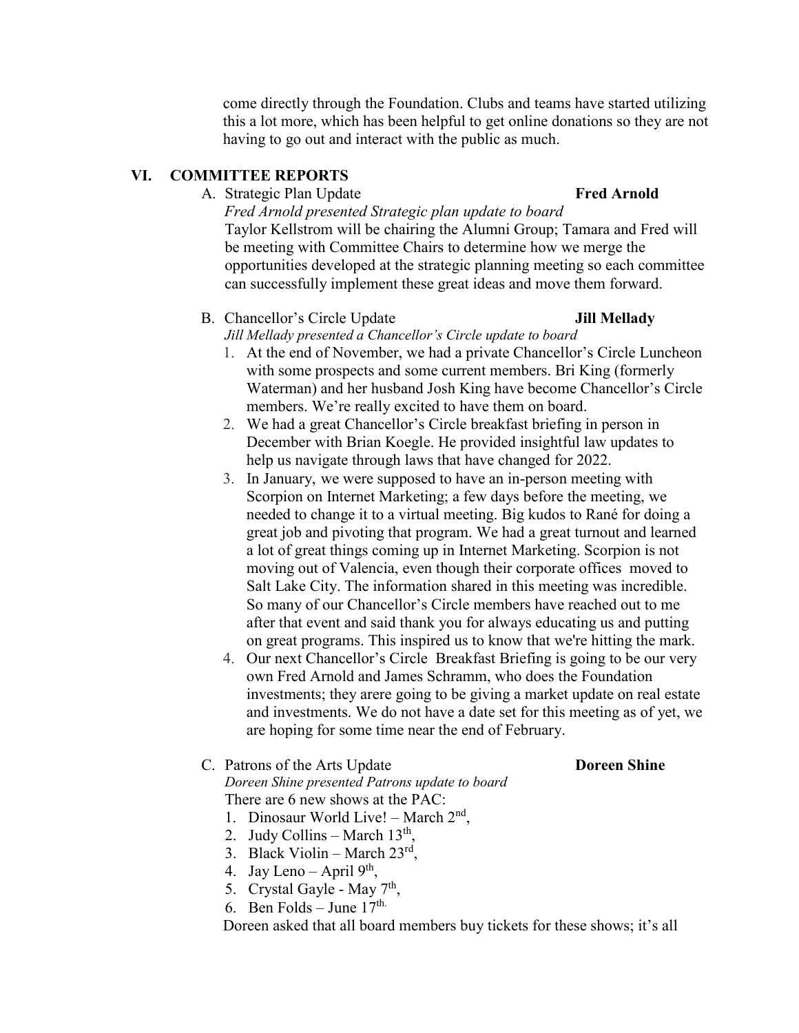come directly through the Foundation. Clubs and teams have started utilizing this a lot more, which has been helpful to get online donations so they are not having to go out and interact with the public as much.

## VI. COMMITTEE REPORTS

A. Strategic Plan Update **Fred Arnold**

*Fred Arnold presented Strategic plan update to board*

Taylor Kellstrom will be chairing the Alumni Group; Tamara and Fred will be meeting with Committee Chairs to determine how we merge the opportunities developed at the strategic planning meeting so each committee can successfully implement these great ideas and move them forward.

B. Chancellor's Circle Update **Jill Mellady**

*Jill Mellady presented a Chancellor's Circle update to board*

1. At the end of November, we had a private Chancellor's Circle Luncheon with some prospects and some current members. Bri King (formerly Waterman) and her husband Josh King have become Chancellor's Circle members. We're really excited to have them on board.
2. We had a great Chancellor's Circle breakfast briefing in person in December with Brian Koegle. He provided insightful law updates to help us navigate through laws that have changed for 2022.
3. In January, we were supposed to have an in-person meeting with Scorpion on Internet Marketing; a few days before the meeting, we needed to change it to a virtual meeting. Big kudos to Rané for doing a great job and pivoting that program. We had a great turnout and learned a lot of great things coming up in Internet Marketing. Scorpion is not moving out of Valencia, even though their corporate offices moved to Salt Lake City. The information shared in this meeting was incredible. So many of our Chancellor's Circle members have reached out to me after that event and said thank you for always educating us and putting on great programs. This inspired us to know that we're hitting the mark.
4. Our next Chancellor's Circle Breakfast Briefing is going to be our very own Fred Arnold and James Schramm, who does the Foundation investments; they arere going to be giving a market update on real estate and investments. We do not have a date set for this meeting as of yet, we are hoping for some time near the end of February.

C. Patrons of the Arts Update **Doreen Shine**

*Doreen Shine presented Patrons update to board*

There are 6 new shows at the PAC:

1. Dinosaur World Live! – March 2nd,
2. Judy Collins – March 13th,
3. Black Violin – March 23rd,
4. Jay Leno – April 9th,
5. Crystal Gayle - May 7th,
6. Ben Folds – June 17th.

Doreen asked that all board members buy tickets for these shows; it's all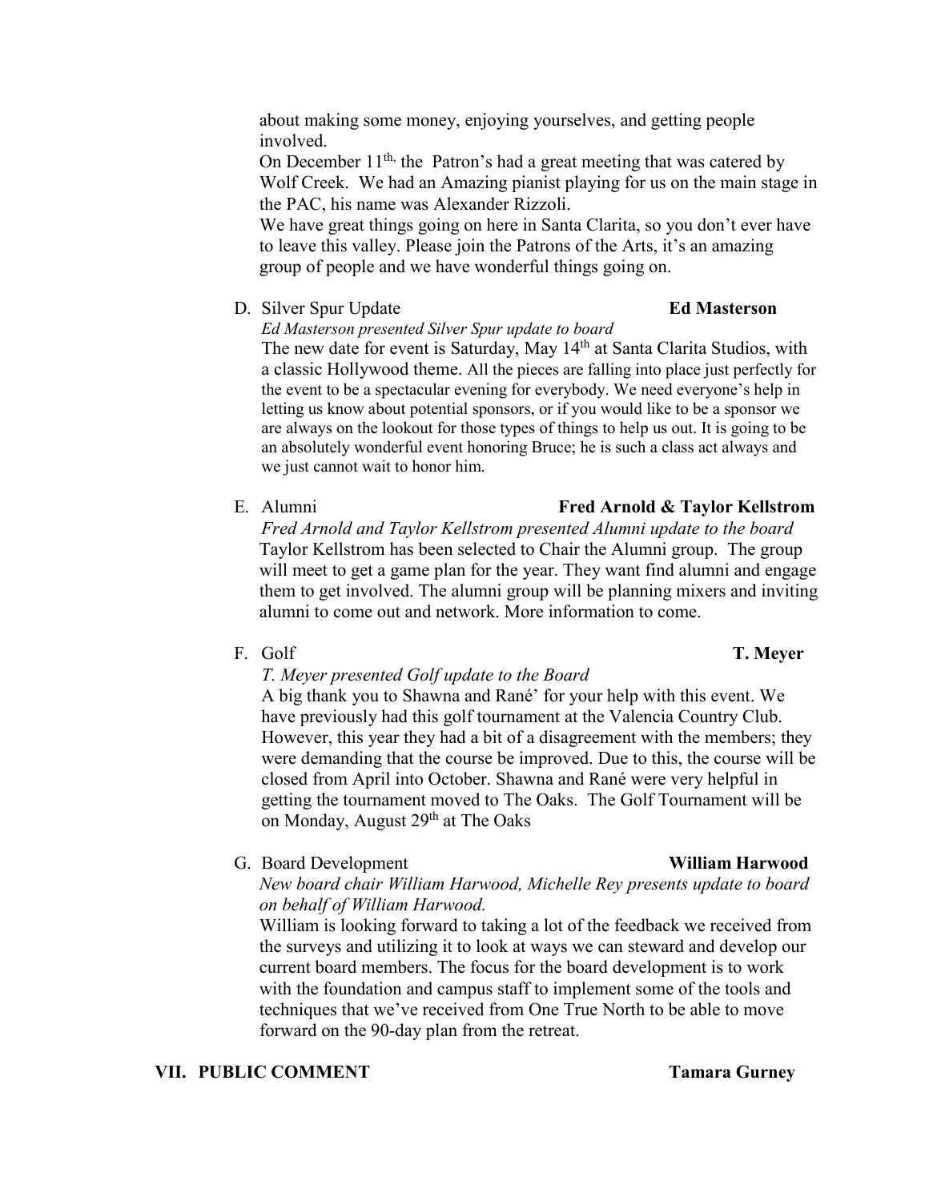about making some money, enjoying yourselves, and getting people involved.

On December 11th, the Patron's had a great meeting that was catered by Wolf Creek. We had an Amazing pianist playing for us on the main stage in the PAC, his name was Alexander Rizzoli.

We have great things going on here in Santa Clarita, so you don't ever have to leave this valley. Please join the Patrons of the Arts, it's an amazing group of people and we have wonderful things going on.

D. Silver Spur Update **Ed Masterson**

*Ed Masterson presented Silver Spur update to board*

The new date for event is Saturday, May 14th at Santa Clarita Studios, with a classic Hollywood theme. All the pieces are falling into place just perfectly for the event to be a spectacular evening for everybody. We need everyone's help in letting us know about potential sponsors, or if you would like to be a sponsor we are always on the lookout for those types of things to help us out. It is going to be an absolutely wonderful event honoring Bruce; he is such a class act always and we just cannot wait to honor him.

E. Alumni **Fred Arnold & Taylor Kellstrom**

*Fred Arnold and Taylor Kellstrom presented Alumni update to the board*

Taylor Kellstrom has been selected to Chair the Alumni group. The group will meet to get a game plan for the year. They want find alumni and engage them to get involved. The alumni group will be planning mixers and inviting alumni to come out and network. More information to come.

F. Golf **T. Meyer**

*T. Meyer presented Golf update to the Board*

A big thank you to Shawna and Rané' for your help with this event. We have previously had this golf tournament at the Valencia Country Club. However, this year they had a bit of a disagreement with the members; they were demanding that the course be improved. Due to this, the course will be closed from April into October. Shawna and Rané were very helpful in getting the tournament moved to The Oaks. The Golf Tournament will be on Monday, August 29th at The Oaks

G. Board Development **William Harwood**

*New board chair William Harwood, Michelle Rey presents update to board on behalf of William Harwood.*

William is looking forward to taking a lot of the feedback we received from the surveys and utilizing it to look at ways we can steward and develop our current board members. The focus for the board development is to work with the foundation and campus staff to implement some of the tools and techniques that we've received from One True North to be able to move forward on the 90-day plan from the retreat.

## VII. PUBLIC COMMENT **Tamara Gurney**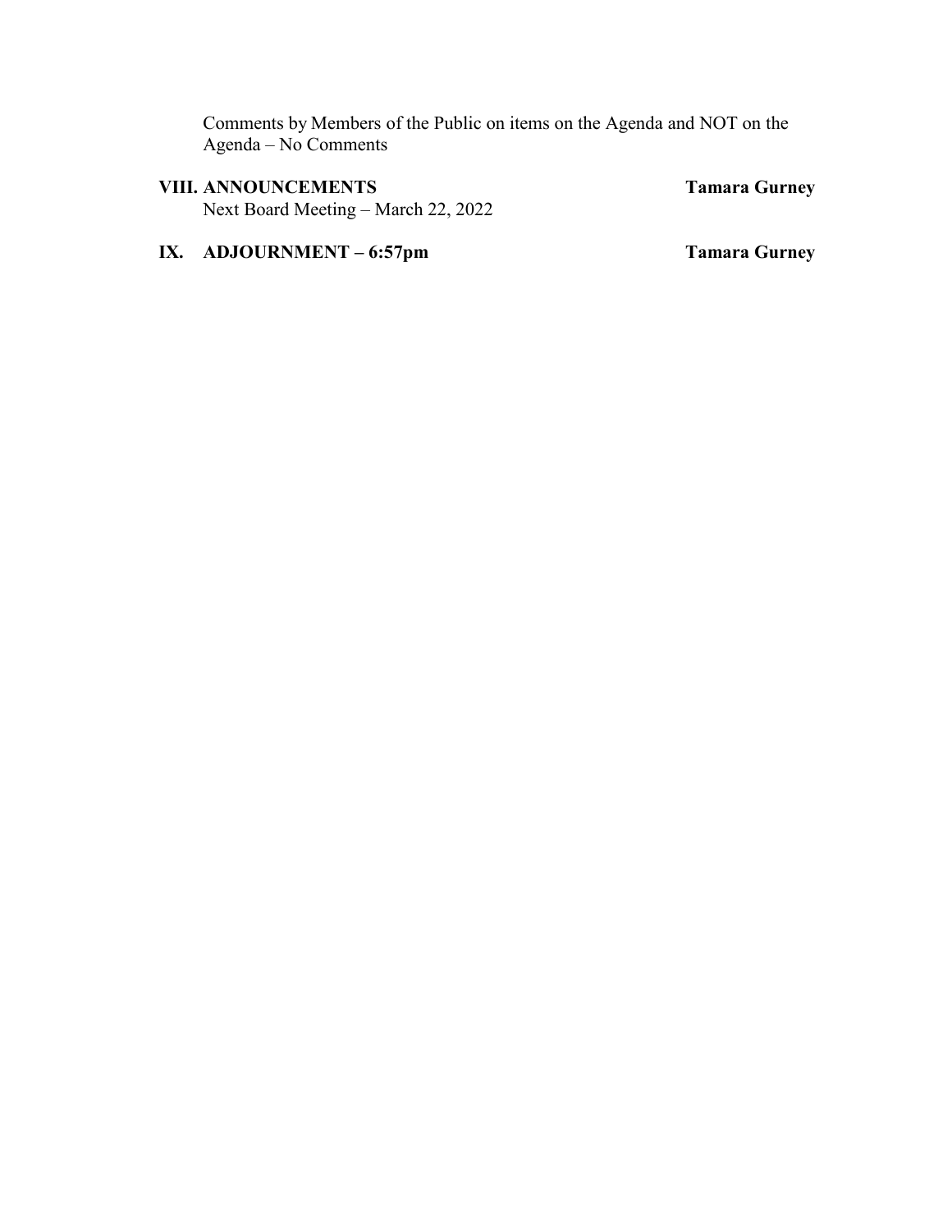Comments by Members of the Public on items on the Agenda and NOT on the Agenda – No Comments

**VIII. ANNOUNCEMENTS** **Tamara Gurney**

Next Board Meeting – March 22, 2022

**IX. ADJOURNMENT – 6:57pm** **Tamara Gurney**